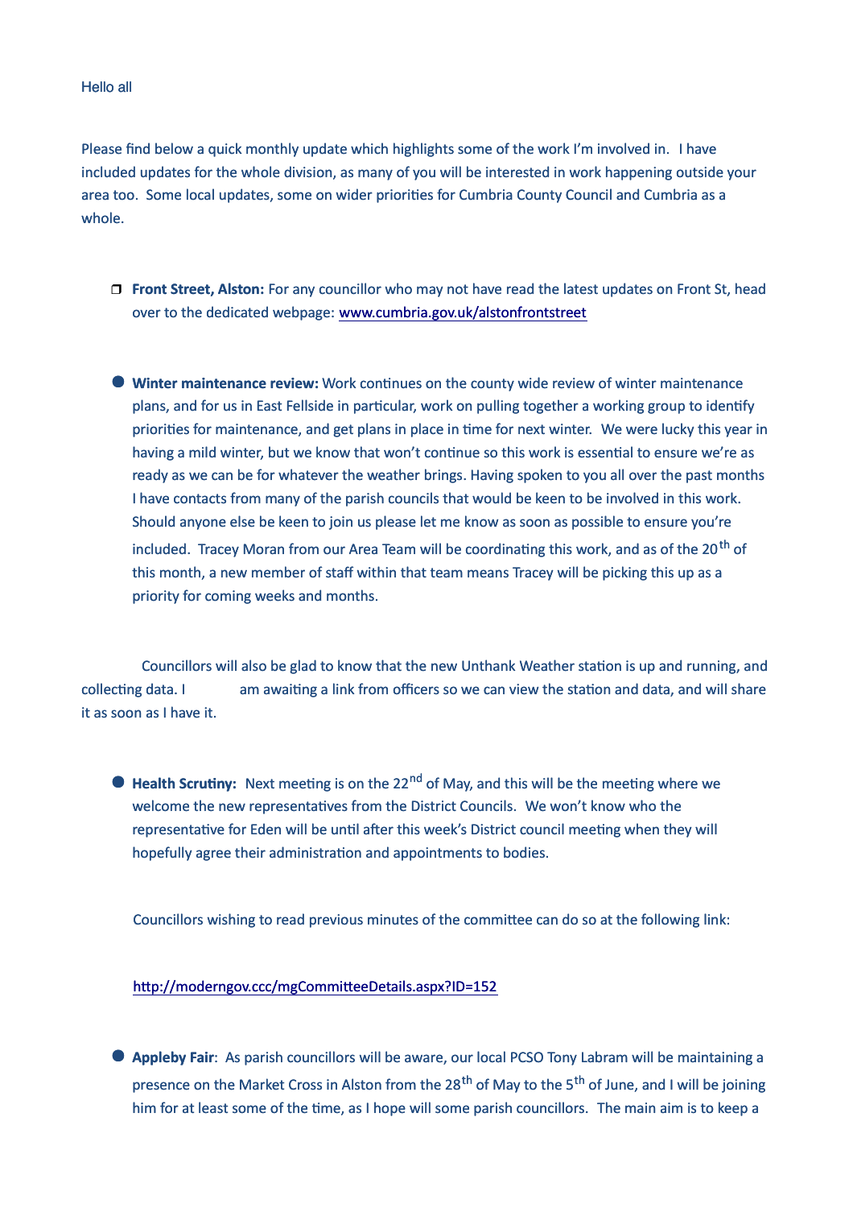Hello all

Please find below a quick monthly update which highlights some of the work I'm involved in. I have included updates for the whole division, as many of you will be interested in work happening outside your area too. Some local updates, some on wider priorities for Cumbria County Council and Cumbria as a whole.

- **Front Street, Alston:** For any councillor who may not have read the latest updates on Front St, head over to the dedicated webpage: [www.cumbria.gov.uk/alstonfrontstreet](www.cumbria.gov.uk/alstonfrontstreet)

- **Winter maintenance review:** Work continues on the county wide review of winter maintenance plans, and for us in East Fellside in particular, work on pulling together a working group to identify priorities for maintenance, and get plans in place in time for next winter. We were lucky this year in having a mild winter, but we know that won't continue so this work is essential to ensure we're as ready as we can be for whatever the weather brings. Having spoken to you all over the past months I have contacts from many of the parish councils that would be keen to be involved in this work. Should anyone else be keen to join us please let me know as soon as possible to ensure you're included. Tracey Moran from our Area Team will be coordinating this work, and as of the 20th of this month, a new member of staff within that team means Tracey will be picking this up as a priority for coming weeks and months.

Councillors will also be glad to know that the new Unthank Weather station is up and running, and collecting data. I am awaiting a link from officers so we can view the station and data, and will share it as soon as I have it.

- **Health Scrutiny:** Next meeting is on the 22nd of May, and this will be the meeting where we welcome the new representatives from the District Councils. We won't know who the representative for Eden will be until after this week's District council meeting when they will hopefully agree their administration and appointments to bodies.

  Councillors wishing to read previous minutes of the committee can do so at the following link:

  [http://moderngov.ccc/mgCommitteeDetails.aspx?ID=152](http://moderngov.ccc/mgCommitteeDetails.aspx?ID=152)

- **Appleby Fair**: As parish councillors will be aware, our local PCSO Tony Labram will be maintaining a presence on the Market Cross in Alston from the 28th of May to the 5th of June, and I will be joining him for at least some of the time, as I hope will some parish councillors. The main aim is to keep a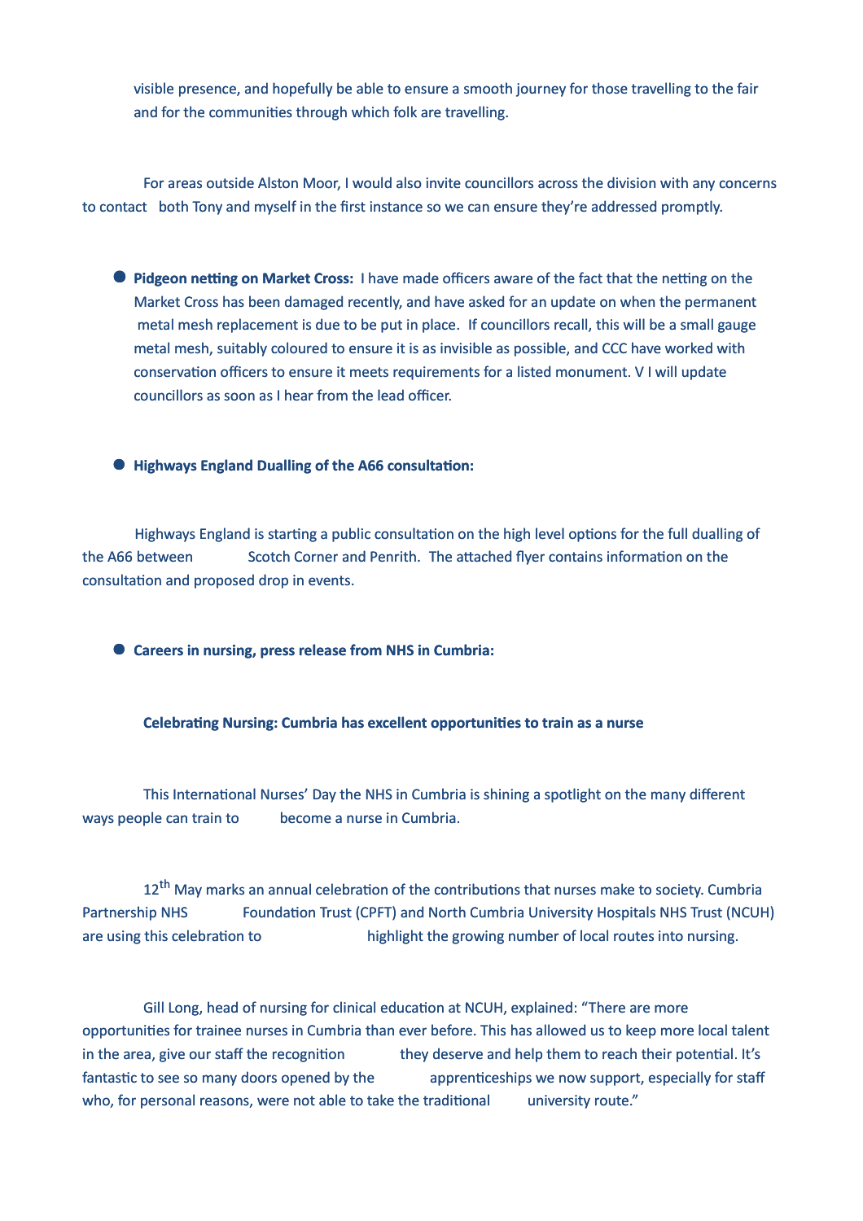visible presence, and hopefully be able to ensure a smooth journey for those travelling to the fair and for the communities through which folk are travelling.

For areas outside Alston Moor, I would also invite councillors across the division with any concerns to contact both Tony and myself in the first instance so we can ensure they're addressed promptly.

- **Pidgeon netting on Market Cross:** I have made officers aware of the fact that the netting on the Market Cross has been damaged recently, and have asked for an update on when the permanent metal mesh replacement is due to be put in place. If councillors recall, this will be a small gauge metal mesh, suitably coloured to ensure it is as invisible as possible, and CCC have worked with conservation officers to ensure it meets requirements for a listed monument. V I will update councillors as soon as I hear from the lead officer.

- **Highways England Dualling of the A66 consultation:**

Highways England is starting a public consultation on the high level options for the full dualling of the A66 between Scotch Corner and Penrith. The attached flyer contains information on the consultation and proposed drop in events.

- **Careers in nursing, press release from NHS in Cumbria:**

**Celebrating Nursing: Cumbria has excellent opportunities to train as a nurse**

This International Nurses' Day the NHS in Cumbria is shining a spotlight on the many different ways people can train to become a nurse in Cumbria.

12th May marks an annual celebration of the contributions that nurses make to society. Cumbria Partnership NHS Foundation Trust (CPFT) and North Cumbria University Hospitals NHS Trust (NCUH) are using this celebration to highlight the growing number of local routes into nursing.

Gill Long, head of nursing for clinical education at NCUH, explained: "There are more opportunities for trainee nurses in Cumbria than ever before. This has allowed us to keep more local talent in the area, give our staff the recognition they deserve and help them to reach their potential. It's fantastic to see so many doors opened by the apprenticeships we now support, especially for staff who, for personal reasons, were not able to take the traditional university route."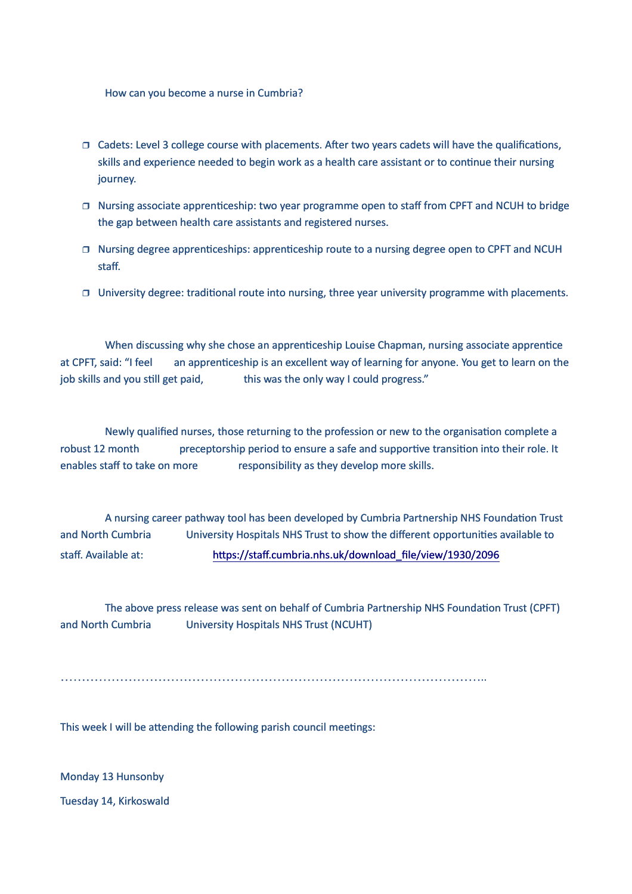How can you become a nurse in Cumbria?

- Cadets: Level 3 college course with placements. After two years cadets will have the qualifications, skills and experience needed to begin work as a health care assistant or to continue their nursing journey.
- Nursing associate apprenticeship: two year programme open to staff from CPFT and NCUH to bridge the gap between health care assistants and registered nurses.
- Nursing degree apprenticeships: apprenticeship route to a nursing degree open to CPFT and NCUH staff.
- University degree: traditional route into nursing, three year university programme with placements.

When discussing why she chose an apprenticeship Louise Chapman, nursing associate apprentice at CPFT, said: "I feel an apprenticeship is an excellent way of learning for anyone. You get to learn on the job skills and you still get paid, this was the only way I could progress."

Newly qualified nurses, those returning to the profession or new to the organisation complete a robust 12 month preceptorship period to ensure a safe and supportive transition into their role. It enables staff to take on more responsibility as they develop more skills.

A nursing career pathway tool has been developed by Cumbria Partnership NHS Foundation Trust and North Cumbria University Hospitals NHS Trust to show the different opportunities available to staff. Available at: https://staff.cumbria.nhs.uk/download_file/view/1930/2096

The above press release was sent on behalf of Cumbria Partnership NHS Foundation Trust (CPFT) and North Cumbria University Hospitals NHS Trust (NCUHT)

………………………………………………………………………………………..

This week I will be attending the following parish council meetings:

Monday 13 Hunsonby

Tuesday 14, Kirkoswald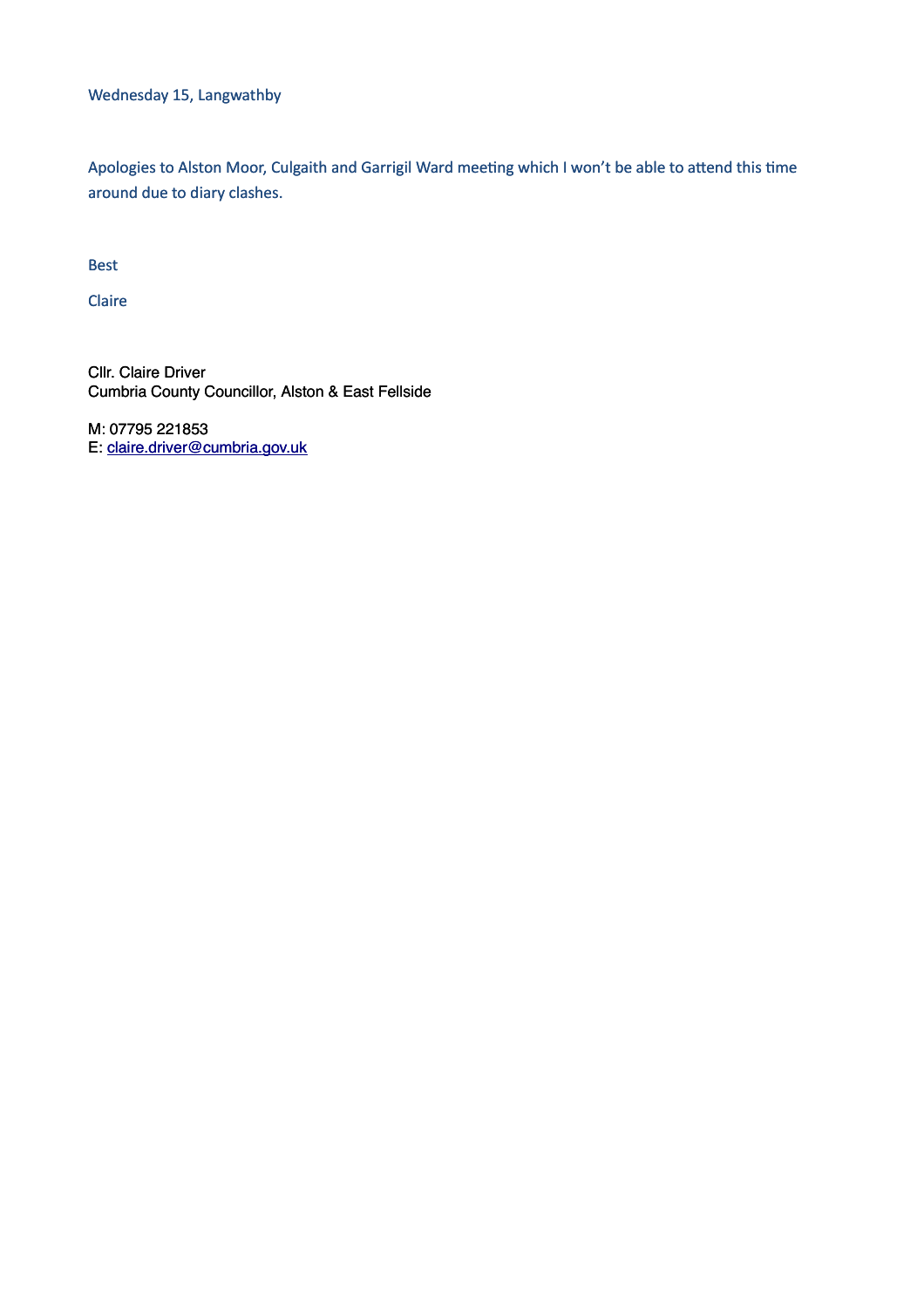Wednesday 15, Langwathby

Apologies to Alston Moor, Culgaith and Garrigil Ward meeting which I won't be able to attend this time around due to diary clashes.

Best

Claire

Cllr. Claire Driver
Cumbria County Councillor, Alston & East Fellside

M: 07795 221853
E: claire.driver@cumbria.gov.uk